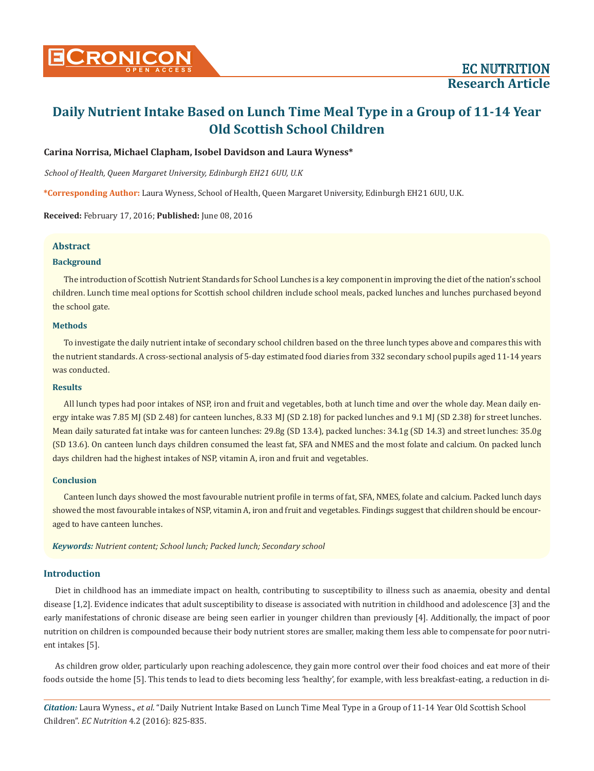# Daily Nutrient Intake Based on Lunch Time Meal Type in a Group of 11-14 Year Old Scottish School Children

**Carina Norrisa, Michael Clapham, Isobel Davidson and Laura Wyness***

*School of Health, Queen Margaret University, Edinburgh EH21 6UU, U.K*

***Corresponding Author:** Laura Wyness, School of Health, Queen Margaret University, Edinburgh EH21 6UU, U.K.

**Received:** February 17, 2016; **Published:** June 08, 2016

## Abstract

### Background

The introduction of Scottish Nutrient Standards for School Lunches is a key component in improving the diet of the nation's school children. Lunch time meal options for Scottish school children include school meals, packed lunches and lunches purchased beyond the school gate.

### Methods

To investigate the daily nutrient intake of secondary school children based on the three lunch types above and compares this with the nutrient standards. A cross-sectional analysis of 5-day estimated food diaries from 332 secondary school pupils aged 11-14 years was conducted.

### Results

All lunch types had poor intakes of NSP, iron and fruit and vegetables, both at lunch time and over the whole day. Mean daily energy intake was 7.85 MJ (SD 2.48) for canteen lunches, 8.33 MJ (SD 2.18) for packed lunches and 9.1 MJ (SD 2.38) for street lunches. Mean daily saturated fat intake was for canteen lunches: 29.8g (SD 13.4), packed lunches: 34.1g (SD 14.3) and street lunches: 35.0g (SD 13.6). On canteen lunch days children consumed the least fat, SFA and NMES and the most folate and calcium. On packed lunch days children had the highest intakes of NSP, vitamin A, iron and fruit and vegetables.

### Conclusion

Canteen lunch days showed the most favourable nutrient profile in terms of fat, SFA, NMES, folate and calcium. Packed lunch days showed the most favourable intakes of NSP, vitamin A, iron and fruit and vegetables. Findings suggest that children should be encouraged to have canteen lunches.

***Keywords:** Nutrient content; School lunch; Packed lunch; Secondary school*

## Introduction

Diet in childhood has an immediate impact on health, contributing to susceptibility to illness such as anaemia, obesity and dental disease [1,2]. Evidence indicates that adult susceptibility to disease is associated with nutrition in childhood and adolescence [3] and the early manifestations of chronic disease are being seen earlier in younger children than previously [4]. Additionally, the impact of poor nutrition on children is compounded because their body nutrient stores are smaller, making them less able to compensate for poor nutrient intakes [5].

As children grow older, particularly upon reaching adolescence, they gain more control over their food choices and eat more of their foods outside the home [5]. This tends to lead to diets becoming less 'healthy', for example, with less breakfast-eating, a reduction in di-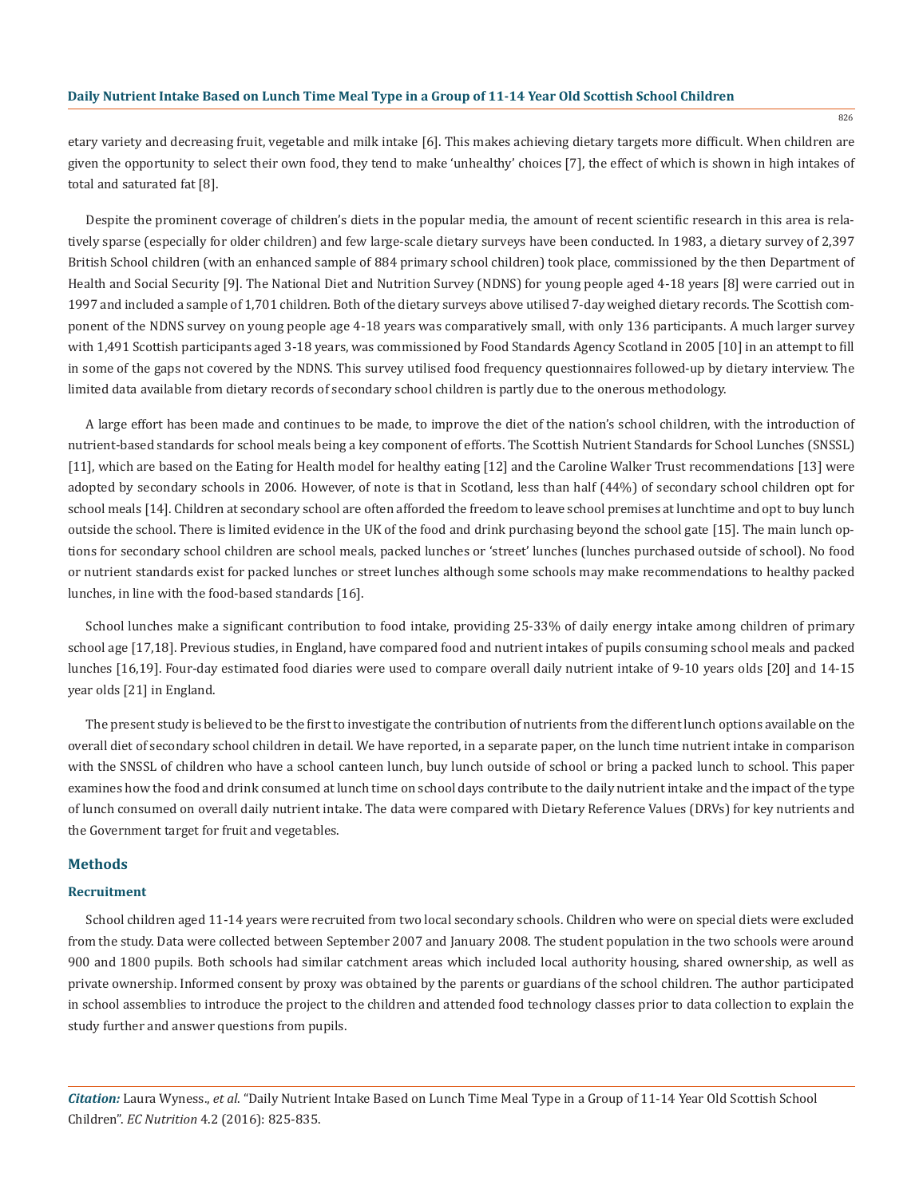etary variety and decreasing fruit, vegetable and milk intake [6]. This makes achieving dietary targets more difficult. When children are given the opportunity to select their own food, they tend to make 'unhealthy' choices [7], the effect of which is shown in high intakes of total and saturated fat [8].

Despite the prominent coverage of children's diets in the popular media, the amount of recent scientific research in this area is relatively sparse (especially for older children) and few large-scale dietary surveys have been conducted. In 1983, a dietary survey of 2,397 British School children (with an enhanced sample of 884 primary school children) took place, commissioned by the then Department of Health and Social Security [9]. The National Diet and Nutrition Survey (NDNS) for young people aged 4-18 years [8] were carried out in 1997 and included a sample of 1,701 children. Both of the dietary surveys above utilised 7-day weighed dietary records. The Scottish component of the NDNS survey on young people age 4-18 years was comparatively small, with only 136 participants. A much larger survey with 1,491 Scottish participants aged 3-18 years, was commissioned by Food Standards Agency Scotland in 2005 [10] in an attempt to fill in some of the gaps not covered by the NDNS. This survey utilised food frequency questionnaires followed-up by dietary interview. The limited data available from dietary records of secondary school children is partly due to the onerous methodology.

A large effort has been made and continues to be made, to improve the diet of the nation's school children, with the introduction of nutrient-based standards for school meals being a key component of efforts. The Scottish Nutrient Standards for School Lunches (SNSSL) [11], which are based on the Eating for Health model for healthy eating [12] and the Caroline Walker Trust recommendations [13] were adopted by secondary schools in 2006. However, of note is that in Scotland, less than half (44%) of secondary school children opt for school meals [14]. Children at secondary school are often afforded the freedom to leave school premises at lunchtime and opt to buy lunch outside the school. There is limited evidence in the UK of the food and drink purchasing beyond the school gate [15]. The main lunch options for secondary school children are school meals, packed lunches or 'street' lunches (lunches purchased outside of school). No food or nutrient standards exist for packed lunches or street lunches although some schools may make recommendations to healthy packed lunches, in line with the food-based standards [16].

School lunches make a significant contribution to food intake, providing 25-33% of daily energy intake among children of primary school age [17,18]. Previous studies, in England, have compared food and nutrient intakes of pupils consuming school meals and packed lunches [16,19]. Four-day estimated food diaries were used to compare overall daily nutrient intake of 9-10 years olds [20] and 14-15 year olds [21] in England.

The present study is believed to be the first to investigate the contribution of nutrients from the different lunch options available on the overall diet of secondary school children in detail. We have reported, in a separate paper, on the lunch time nutrient intake in comparison with the SNSSL of children who have a school canteen lunch, buy lunch outside of school or bring a packed lunch to school. This paper examines how the food and drink consumed at lunch time on school days contribute to the daily nutrient intake and the impact of the type of lunch consumed on overall daily nutrient intake. The data were compared with Dietary Reference Values (DRVs) for key nutrients and the Government target for fruit and vegetables.

## Methods

### Recruitment

School children aged 11-14 years were recruited from two local secondary schools. Children who were on special diets were excluded from the study. Data were collected between September 2007 and January 2008. The student population in the two schools were around 900 and 1800 pupils. Both schools had similar catchment areas which included local authority housing, shared ownership, as well as private ownership. Informed consent by proxy was obtained by the parents or guardians of the school children. The author participated in school assemblies to introduce the project to the children and attended food technology classes prior to data collection to explain the study further and answer questions from pupils.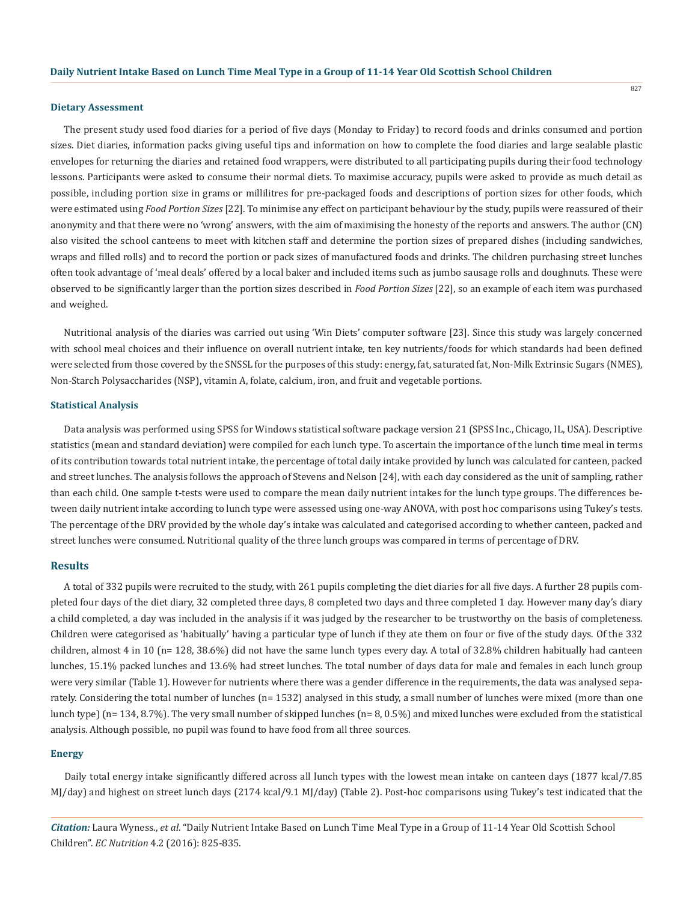### Dietary Assessment

The present study used food diaries for a period of five days (Monday to Friday) to record foods and drinks consumed and portion sizes. Diet diaries, information packs giving useful tips and information on how to complete the food diaries and large sealable plastic envelopes for returning the diaries and retained food wrappers, were distributed to all participating pupils during their food technology lessons. Participants were asked to consume their normal diets. To maximise accuracy, pupils were asked to provide as much detail as possible, including portion size in grams or millilitres for pre-packaged foods and descriptions of portion sizes for other foods, which were estimated using *Food Portion Sizes* [22]. To minimise any effect on participant behaviour by the study, pupils were reassured of their anonymity and that there were no 'wrong' answers, with the aim of maximising the honesty of the reports and answers. The author (CN) also visited the school canteens to meet with kitchen staff and determine the portion sizes of prepared dishes (including sandwiches, wraps and filled rolls) and to record the portion or pack sizes of manufactured foods and drinks. The children purchasing street lunches often took advantage of 'meal deals' offered by a local baker and included items such as jumbo sausage rolls and doughnuts. These were observed to be significantly larger than the portion sizes described in *Food Portion Sizes* [22], so an example of each item was purchased and weighed.

Nutritional analysis of the diaries was carried out using 'Win Diets' computer software [23]. Since this study was largely concerned with school meal choices and their influence on overall nutrient intake, ten key nutrients/foods for which standards had been defined were selected from those covered by the SNSSL for the purposes of this study: energy, fat, saturated fat, Non-Milk Extrinsic Sugars (NMES), Non-Starch Polysaccharides (NSP), vitamin A, folate, calcium, iron, and fruit and vegetable portions.

### Statistical Analysis

Data analysis was performed using SPSS for Windows statistical software package version 21 (SPSS Inc., Chicago, IL, USA). Descriptive statistics (mean and standard deviation) were compiled for each lunch type. To ascertain the importance of the lunch time meal in terms of its contribution towards total nutrient intake, the percentage of total daily intake provided by lunch was calculated for canteen, packed and street lunches. The analysis follows the approach of Stevens and Nelson [24], with each day considered as the unit of sampling, rather than each child. One sample t-tests were used to compare the mean daily nutrient intakes for the lunch type groups. The differences between daily nutrient intake according to lunch type were assessed using one-way ANOVA, with post hoc comparisons using Tukey's tests. The percentage of the DRV provided by the whole day's intake was calculated and categorised according to whether canteen, packed and street lunches were consumed. Nutritional quality of the three lunch groups was compared in terms of percentage of DRV.

## Results

A total of 332 pupils were recruited to the study, with 261 pupils completing the diet diaries for all five days. A further 28 pupils completed four days of the diet diary, 32 completed three days, 8 completed two days and three completed 1 day. However many day's diary a child completed, a day was included in the analysis if it was judged by the researcher to be trustworthy on the basis of completeness. Children were categorised as 'habitually' having a particular type of lunch if they ate them on four or five of the study days. Of the 332 children, almost 4 in 10 (n= 128, 38.6%) did not have the same lunch types every day. A total of 32.8% children habitually had canteen lunches, 15.1% packed lunches and 13.6% had street lunches. The total number of days data for male and females in each lunch group were very similar (Table 1). However for nutrients where there was a gender difference in the requirements, the data was analysed separately. Considering the total number of lunches (n= 1532) analysed in this study, a small number of lunches were mixed (more than one lunch type) (n= 134, 8.7%). The very small number of skipped lunches (n= 8, 0.5%) and mixed lunches were excluded from the statistical analysis. Although possible, no pupil was found to have food from all three sources.

### Energy

Daily total energy intake significantly differed across all lunch types with the lowest mean intake on canteen days (1877 kcal/7.85 MJ/day) and highest on street lunch days (2174 kcal/9.1 MJ/day) (Table 2). Post-hoc comparisons using Tukey's test indicated that the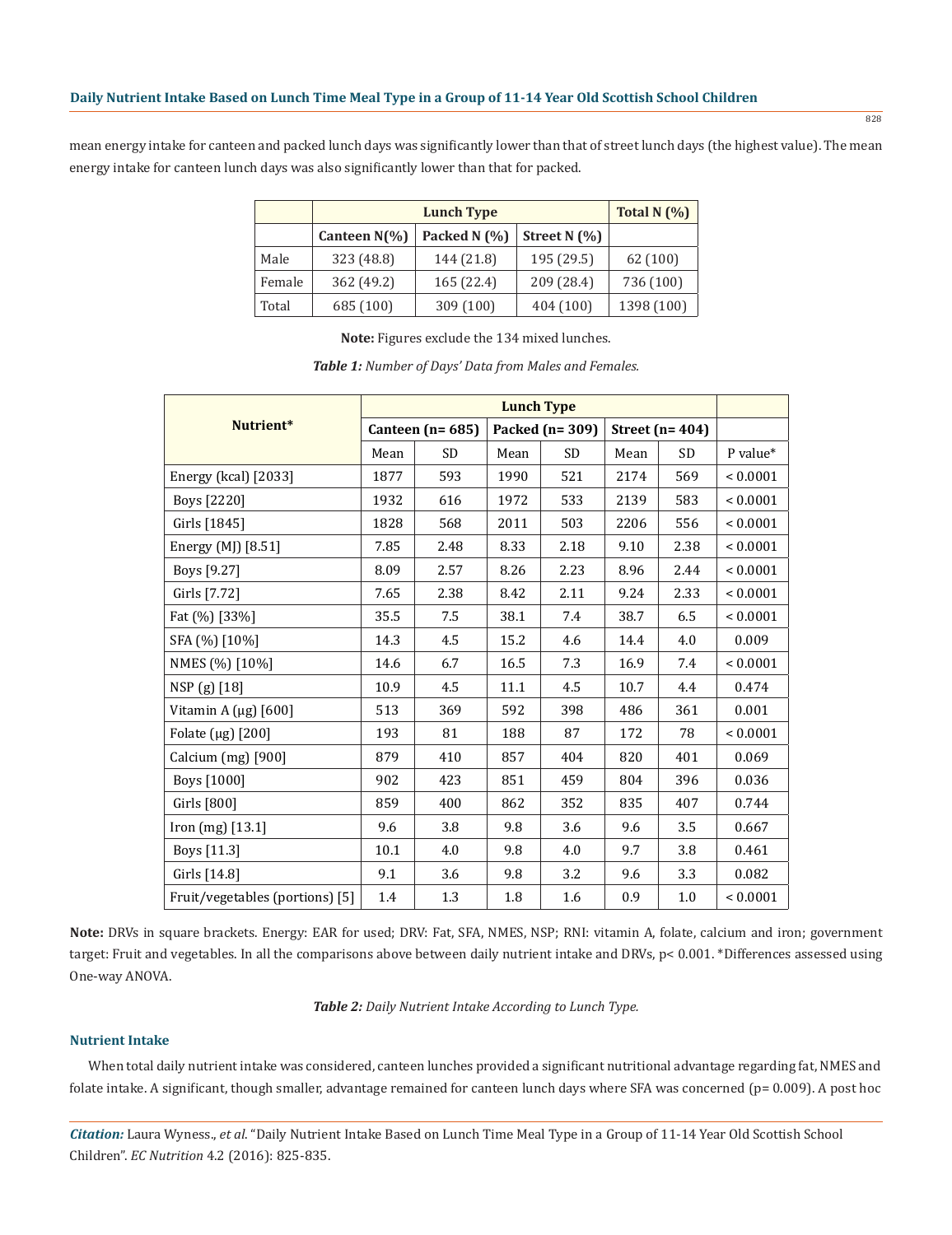mean energy intake for canteen and packed lunch days was significantly lower than that of street lunch days (the highest value). The mean energy intake for canteen lunch days was also significantly lower than that for packed.

| | Lunch Type | | | Total N (%) |
|---|---|---|---|---|
| | Canteen N(%) | Packed N (%) | Street N (%) | |
| Male | 323 (48.8) | 144 (21.8) | 195 (29.5) | 62 (100) |
| Female | 362 (49.2) | 165 (22.4) | 209 (28.4) | 736 (100) |
| Total | 685 (100) | 309 (100) | 404 (100) | 1398 (100) |

**Note:** Figures exclude the 134 mixed lunches.

***Table 1:*** *Number of Days' Data from Males and Females.*

| Nutrient* | Lunch Type | | | | | | |
|---|---|---|---|---|---|---|---|
| | Canteen (n= 685) | | Packed (n= 309) | | Street (n= 404) | | |
| | Mean | SD | Mean | SD | Mean | SD | P value* |
| Energy (kcal) [2033] | 1877 | 593 | 1990 | 521 | 2174 | 569 | < 0.0001 |
| Boys [2220] | 1932 | 616 | 1972 | 533 | 2139 | 583 | < 0.0001 |
| Girls [1845] | 1828 | 568 | 2011 | 503 | 2206 | 556 | < 0.0001 |
| Energy (MJ) [8.51] | 7.85 | 2.48 | 8.33 | 2.18 | 9.10 | 2.38 | < 0.0001 |
| Boys [9.27] | 8.09 | 2.57 | 8.26 | 2.23 | 8.96 | 2.44 | < 0.0001 |
| Girls [7.72] | 7.65 | 2.38 | 8.42 | 2.11 | 9.24 | 2.33 | < 0.0001 |
| Fat (%) [33%] | 35.5 | 7.5 | 38.1 | 7.4 | 38.7 | 6.5 | < 0.0001 |
| SFA (%) [10%] | 14.3 | 4.5 | 15.2 | 4.6 | 14.4 | 4.0 | 0.009 |
| NMES (%) [10%] | 14.6 | 6.7 | 16.5 | 7.3 | 16.9 | 7.4 | < 0.0001 |
| NSP (g) [18] | 10.9 | 4.5 | 11.1 | 4.5 | 10.7 | 4.4 | 0.474 |
| Vitamin A (µg) [600] | 513 | 369 | 592 | 398 | 486 | 361 | 0.001 |
| Folate (µg) [200] | 193 | 81 | 188 | 87 | 172 | 78 | < 0.0001 |
| Calcium (mg) [900] | 879 | 410 | 857 | 404 | 820 | 401 | 0.069 |
| Boys [1000] | 902 | 423 | 851 | 459 | 804 | 396 | 0.036 |
| Girls [800] | 859 | 400 | 862 | 352 | 835 | 407 | 0.744 |
| Iron (mg) [13.1] | 9.6 | 3.8 | 9.8 | 3.6 | 9.6 | 3.5 | 0.667 |
| Boys [11.3] | 10.1 | 4.0 | 9.8 | 4.0 | 9.7 | 3.8 | 0.461 |
| Girls [14.8] | 9.1 | 3.6 | 9.8 | 3.2 | 9.6 | 3.3 | 0.082 |
| Fruit/vegetables (portions) [5] | 1.4 | 1.3 | 1.8 | 1.6 | 0.9 | 1.0 | < 0.0001 |

**Note:** DRVs in square brackets. Energy: EAR for used; DRV: Fat, SFA, NMES, NSP; RNI: vitamin A, folate, calcium and iron; government target: Fruit and vegetables. In all the comparisons above between daily nutrient intake and DRVs, p< 0.001. *Differences assessed using One-way ANOVA.

***Table 2:*** *Daily Nutrient Intake According to Lunch Type.*

### Nutrient Intake

When total daily nutrient intake was considered, canteen lunches provided a significant nutritional advantage regarding fat, NMES and folate intake. A significant, though smaller, advantage remained for canteen lunch days where SFA was concerned (p= 0.009). A post hoc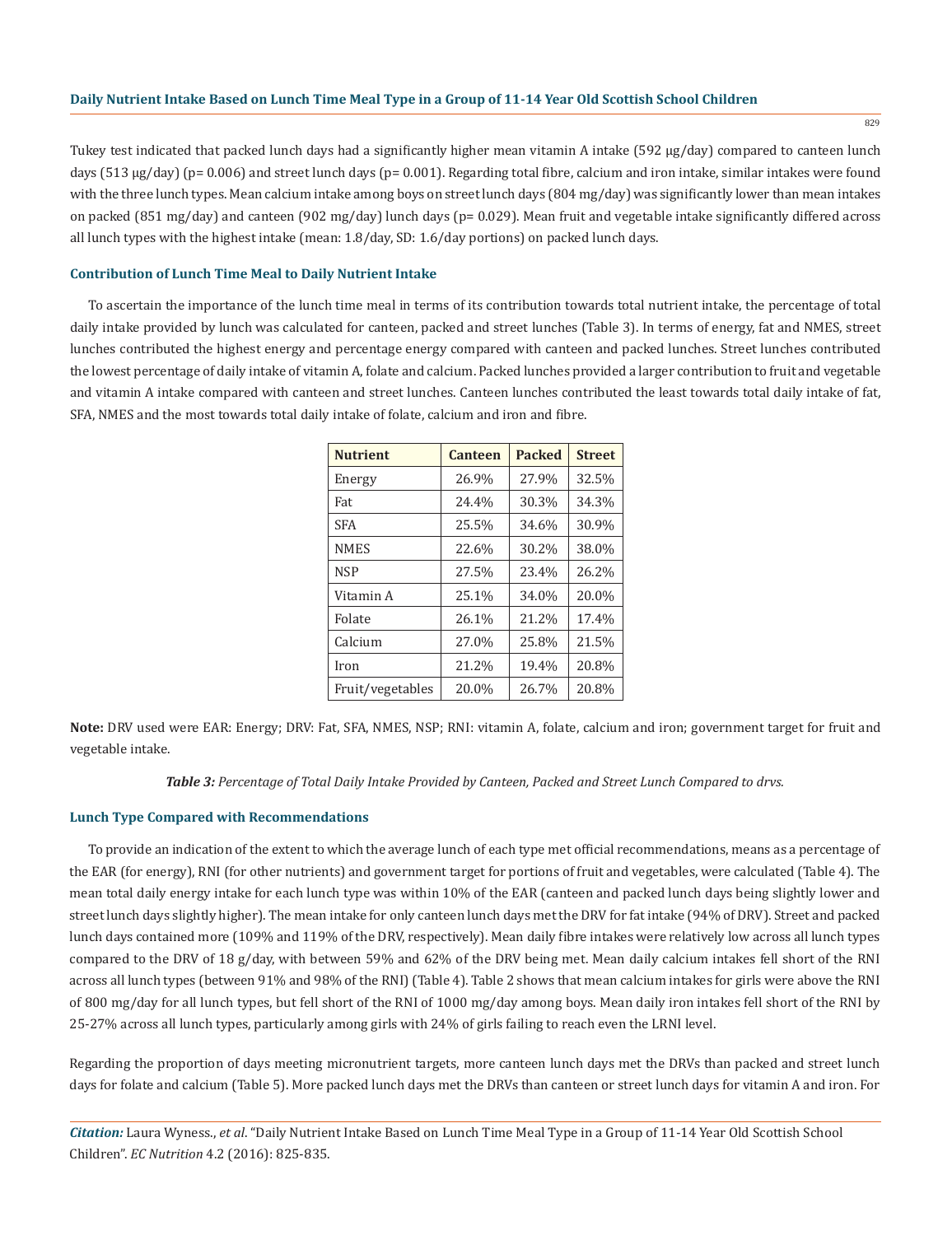Tukey test indicated that packed lunch days had a significantly higher mean vitamin A intake (592 μg/day) compared to canteen lunch days (513 μg/day) ($p = 0.006$) and street lunch days ($p = 0.001$). Regarding total fibre, calcium and iron intake, similar intakes were found with the three lunch types. Mean calcium intake among boys on street lunch days (804 mg/day) was significantly lower than mean intakes on packed (851 mg/day) and canteen (902 mg/day) lunch days ($p = 0.029$). Mean fruit and vegetable intake significantly differed across all lunch types with the highest intake (mean: 1.8/day, SD: 1.6/day portions) on packed lunch days.

### Contribution of Lunch Time Meal to Daily Nutrient Intake

To ascertain the importance of the lunch time meal in terms of its contribution towards total nutrient intake, the percentage of total daily intake provided by lunch was calculated for canteen, packed and street lunches (Table 3). In terms of energy, fat and NMES, street lunches contributed the highest energy and percentage energy compared with canteen and packed lunches. Street lunches contributed the lowest percentage of daily intake of vitamin A, folate and calcium. Packed lunches provided a larger contribution to fruit and vegetable and vitamin A intake compared with canteen and street lunches. Canteen lunches contributed the least towards total daily intake of fat, SFA, NMES and the most towards total daily intake of folate, calcium and iron and fibre.

| Nutrient | Canteen | Packed | Street |
|---|---|---|---|
| Energy | 26.9% | 27.9% | 32.5% |
| Fat | 24.4% | 30.3% | 34.3% |
| SFA | 25.5% | 34.6% | 30.9% |
| NMES | 22.6% | 30.2% | 38.0% |
| NSP | 27.5% | 23.4% | 26.2% |
| Vitamin A | 25.1% | 34.0% | 20.0% |
| Folate | 26.1% | 21.2% | 17.4% |
| Calcium | 27.0% | 25.8% | 21.5% |
| Iron | 21.2% | 19.4% | 20.8% |
| Fruit/vegetables | 20.0% | 26.7% | 20.8% |

**Note:** DRV used were EAR: Energy; DRV: Fat, SFA, NMES, NSP; RNI: vitamin A, folate, calcium and iron; government target for fruit and vegetable intake.

***Table 3:*** *Percentage of Total Daily Intake Provided by Canteen, Packed and Street Lunch Compared to drvs.*

### Lunch Type Compared with Recommendations

To provide an indication of the extent to which the average lunch of each type met official recommendations, means as a percentage of the EAR (for energy), RNI (for other nutrients) and government target for portions of fruit and vegetables, were calculated (Table 4). The mean total daily energy intake for each lunch type was within 10% of the EAR (canteen and packed lunch days being slightly lower and street lunch days slightly higher). The mean intake for only canteen lunch days met the DRV for fat intake (94% of DRV). Street and packed lunch days contained more (109% and 119% of the DRV, respectively). Mean daily fibre intakes were relatively low across all lunch types compared to the DRV of 18 g/day, with between 59% and 62% of the DRV being met. Mean daily calcium intakes fell short of the RNI across all lunch types (between 91% and 98% of the RNI) (Table 4). Table 2 shows that mean calcium intakes for girls were above the RNI of 800 mg/day for all lunch types, but fell short of the RNI of 1000 mg/day among boys. Mean daily iron intakes fell short of the RNI by 25-27% across all lunch types, particularly among girls with 24% of girls failing to reach even the LRNI level.

Regarding the proportion of days meeting micronutrient targets, more canteen lunch days met the DRVs than packed and street lunch days for folate and calcium (Table 5). More packed lunch days met the DRVs than canteen or street lunch days for vitamin A and iron. For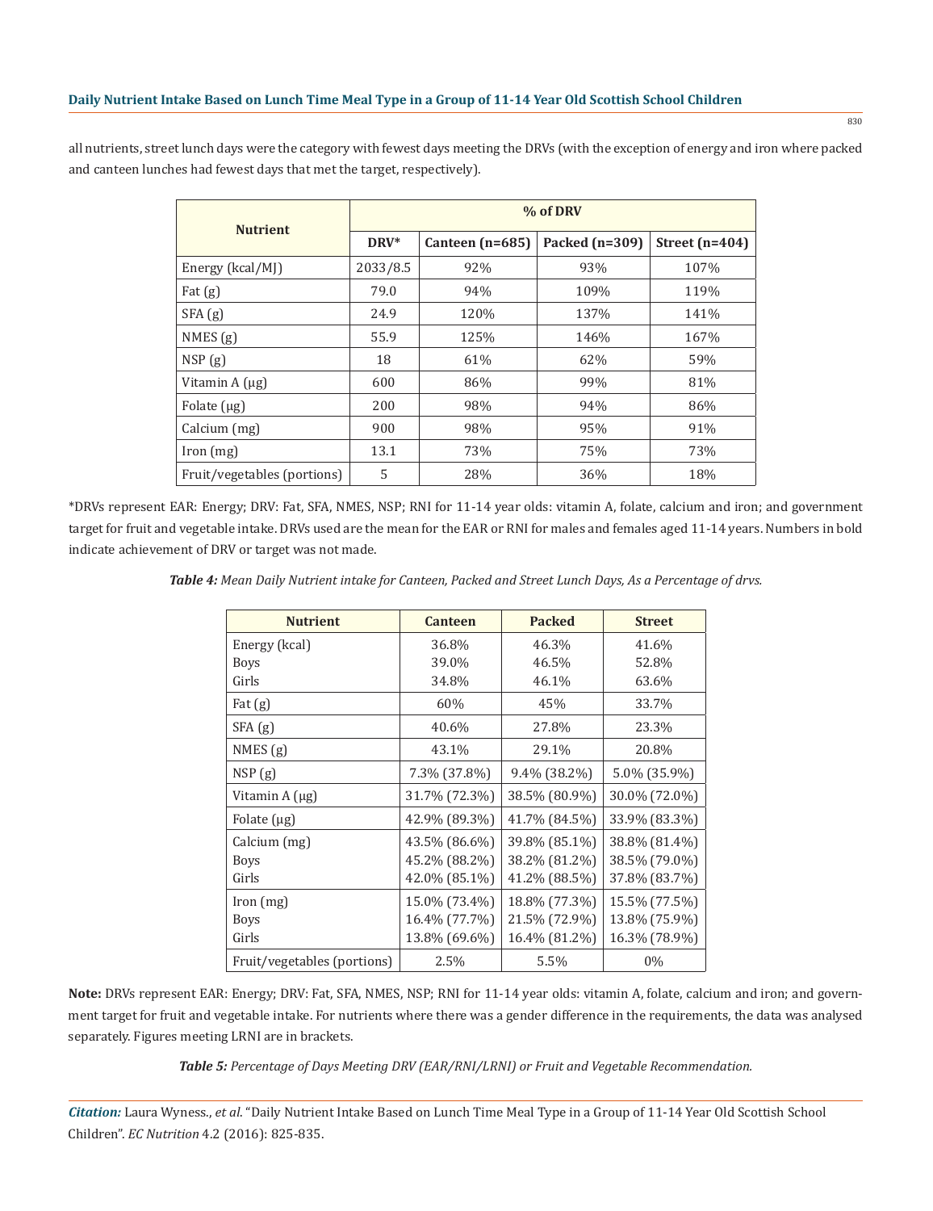all nutrients, street lunch days were the category with fewest days meeting the DRVs (with the exception of energy and iron where packed and canteen lunches had fewest days that met the target, respectively).

| Nutrient | % of DRV | | | |
|---|---|---|---|---|
| | DRV* | Canteen (n=685) | Packed (n=309) | Street (n=404) |
| Energy (kcal/MJ) | 2033/8.5 | 92% | 93% | 107% |
| Fat (g) | 79.0 | 94% | 109% | 119% |
| SFA (g) | 24.9 | 120% | 137% | 141% |
| NMES (g) | 55.9 | 125% | 146% | 167% |
| NSP (g) | 18 | 61% | 62% | 59% |
| Vitamin A (μg) | 600 | 86% | 99% | 81% |
| Folate (μg) | 200 | 98% | 94% | 86% |
| Calcium (mg) | 900 | 98% | 95% | 91% |
| Iron (mg) | 13.1 | 73% | 75% | 73% |
| Fruit/vegetables (portions) | 5 | 28% | 36% | 18% |

*DRVs represent EAR: Energy; DRV: Fat, SFA, NMES, NSP; RNI for 11-14 year olds: vitamin A, folate, calcium and iron; and government target for fruit and vegetable intake. DRVs used are the mean for the EAR or RNI for males and females aged 11-14 years. Numbers in bold indicate achievement of DRV or target was not made.

***Table 4:*** *Mean Daily Nutrient intake for Canteen, Packed and Street Lunch Days, As a Percentage of drvs.*

| Nutrient | Canteen | Packed | Street |
|---|---|---|---|
| Energy (kcal) | 36.8% | 46.3% | 41.6% |
| Boys | 39.0% | 46.5% | 52.8% |
| Girls | 34.8% | 46.1% | 63.6% |
| Fat (g) | 60% | 45% | 33.7% |
| SFA (g) | 40.6% | 27.8% | 23.3% |
| NMES (g) | 43.1% | 29.1% | 20.8% |
| NSP (g) | 7.3% (37.8%) | 9.4% (38.2%) | 5.0% (35.9%) |
| Vitamin A (μg) | 31.7% (72.3%) | 38.5% (80.9%) | 30.0% (72.0%) |
| Folate (μg) | 42.9% (89.3%) | 41.7% (84.5%) | 33.9% (83.3%) |
| Calcium (mg) | 43.5% (86.6%) | 39.8% (85.1%) | 38.8% (81.4%) |
| Boys | 45.2% (88.2%) | 38.2% (81.2%) | 38.5% (79.0%) |
| Girls | 42.0% (85.1%) | 41.2% (88.5%) | 37.8% (83.7%) |
| Iron (mg) | 15.0% (73.4%) | 18.8% (77.3%) | 15.5% (77.5%) |
| Boys | 16.4% (77.7%) | 21.5% (72.9%) | 13.8% (75.9%) |
| Girls | 13.8% (69.6%) | 16.4% (81.2%) | 16.3% (78.9%) |
| Fruit/vegetables (portions) | 2.5% | 5.5% | 0% |

**Note:** DRVs represent EAR: Energy; DRV: Fat, SFA, NMES, NSP; RNI for 11-14 year olds: vitamin A, folate, calcium and iron; and government target for fruit and vegetable intake. For nutrients where there was a gender difference in the requirements, the data was analysed separately. Figures meeting LRNI are in brackets.

***Table 5:*** *Percentage of Days Meeting DRV (EAR/RNI/LRNI) or Fruit and Vegetable Recommendation.*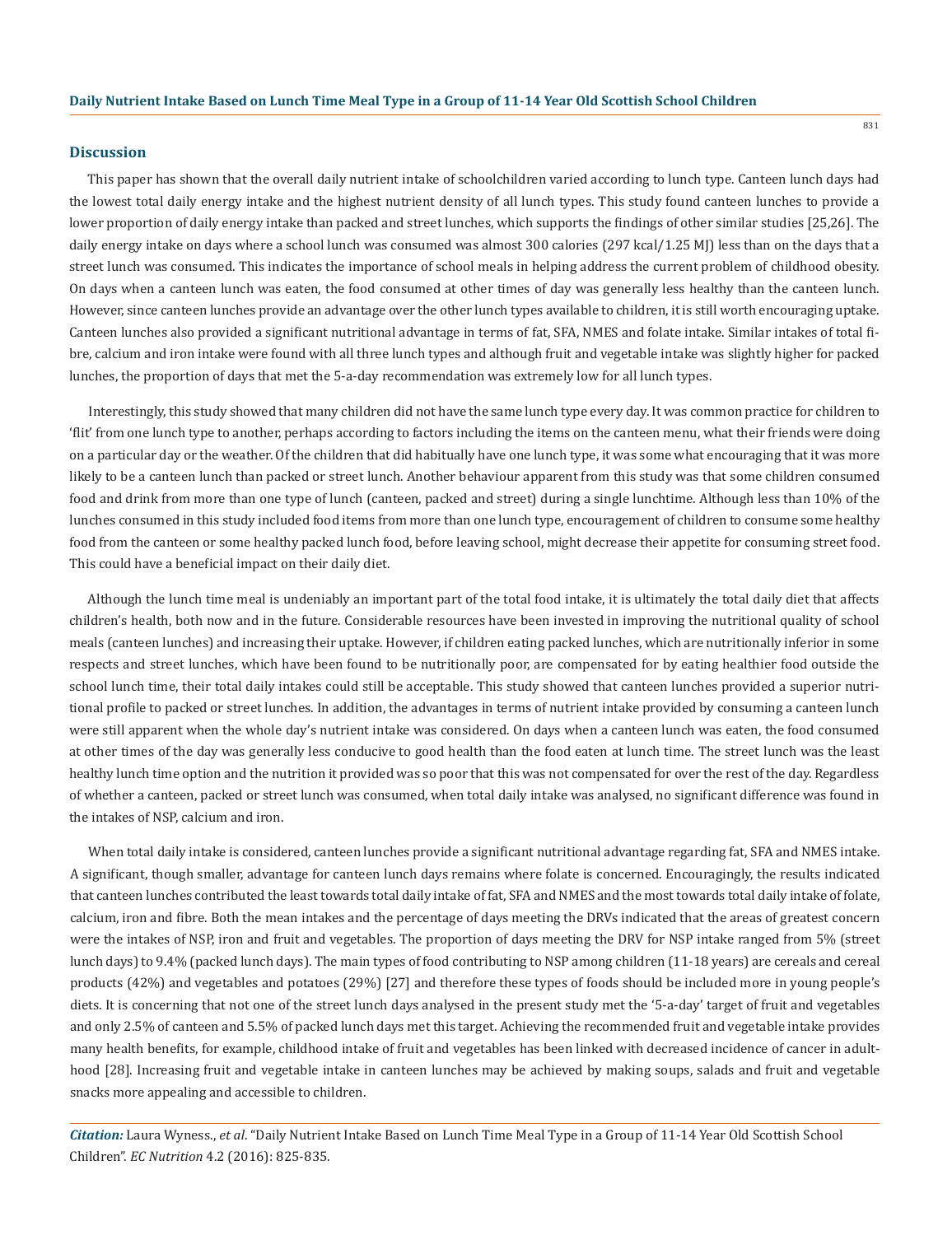## Discussion

This paper has shown that the overall daily nutrient intake of schoolchildren varied according to lunch type. Canteen lunch days had the lowest total daily energy intake and the highest nutrient density of all lunch types. This study found canteen lunches to provide a lower proportion of daily energy intake than packed and street lunches, which supports the findings of other similar studies [25,26]. The daily energy intake on days where a school lunch was consumed was almost 300 calories (297 kcal/1.25 MJ) less than on the days that a street lunch was consumed. This indicates the importance of school meals in helping address the current problem of childhood obesity. On days when a canteen lunch was eaten, the food consumed at other times of day was generally less healthy than the canteen lunch. However, since canteen lunches provide an advantage over the other lunch types available to children, it is still worth encouraging uptake. Canteen lunches also provided a significant nutritional advantage in terms of fat, SFA, NMES and folate intake. Similar intakes of total fibre, calcium and iron intake were found with all three lunch types and although fruit and vegetable intake was slightly higher for packed lunches, the proportion of days that met the 5-a-day recommendation was extremely low for all lunch types.

Interestingly, this study showed that many children did not have the same lunch type every day. It was common practice for children to 'flit' from one lunch type to another, perhaps according to factors including the items on the canteen menu, what their friends were doing on a particular day or the weather. Of the children that did habitually have one lunch type, it was some what encouraging that it was more likely to be a canteen lunch than packed or street lunch. Another behaviour apparent from this study was that some children consumed food and drink from more than one type of lunch (canteen, packed and street) during a single lunchtime. Although less than 10% of the lunches consumed in this study included food items from more than one lunch type, encouragement of children to consume some healthy food from the canteen or some healthy packed lunch food, before leaving school, might decrease their appetite for consuming street food. This could have a beneficial impact on their daily diet.

Although the lunch time meal is undeniably an important part of the total food intake, it is ultimately the total daily diet that affects children's health, both now and in the future. Considerable resources have been invested in improving the nutritional quality of school meals (canteen lunches) and increasing their uptake. However, if children eating packed lunches, which are nutritionally inferior in some respects and street lunches, which have been found to be nutritionally poor, are compensated for by eating healthier food outside the school lunch time, their total daily intakes could still be acceptable. This study showed that canteen lunches provided a superior nutritional profile to packed or street lunches. In addition, the advantages in terms of nutrient intake provided by consuming a canteen lunch were still apparent when the whole day's nutrient intake was considered. On days when a canteen lunch was eaten, the food consumed at other times of the day was generally less conducive to good health than the food eaten at lunch time. The street lunch was the least healthy lunch time option and the nutrition it provided was so poor that this was not compensated for over the rest of the day. Regardless of whether a canteen, packed or street lunch was consumed, when total daily intake was analysed, no significant difference was found in the intakes of NSP, calcium and iron.

When total daily intake is considered, canteen lunches provide a significant nutritional advantage regarding fat, SFA and NMES intake. A significant, though smaller, advantage for canteen lunch days remains where folate is concerned. Encouragingly, the results indicated that canteen lunches contributed the least towards total daily intake of fat, SFA and NMES and the most towards total daily intake of folate, calcium, iron and fibre. Both the mean intakes and the percentage of days meeting the DRVs indicated that the areas of greatest concern were the intakes of NSP, iron and fruit and vegetables. The proportion of days meeting the DRV for NSP intake ranged from 5% (street lunch days) to 9.4% (packed lunch days). The main types of food contributing to NSP among children (11-18 years) are cereals and cereal products (42%) and vegetables and potatoes (29%) [27] and therefore these types of foods should be included more in young people's diets. It is concerning that not one of the street lunch days analysed in the present study met the '5-a-day' target of fruit and vegetables and only 2.5% of canteen and 5.5% of packed lunch days met this target. Achieving the recommended fruit and vegetable intake provides many health benefits, for example, childhood intake of fruit and vegetables has been linked with decreased incidence of cancer in adulthood [28]. Increasing fruit and vegetable intake in canteen lunches may be achieved by making soups, salads and fruit and vegetable snacks more appealing and accessible to children.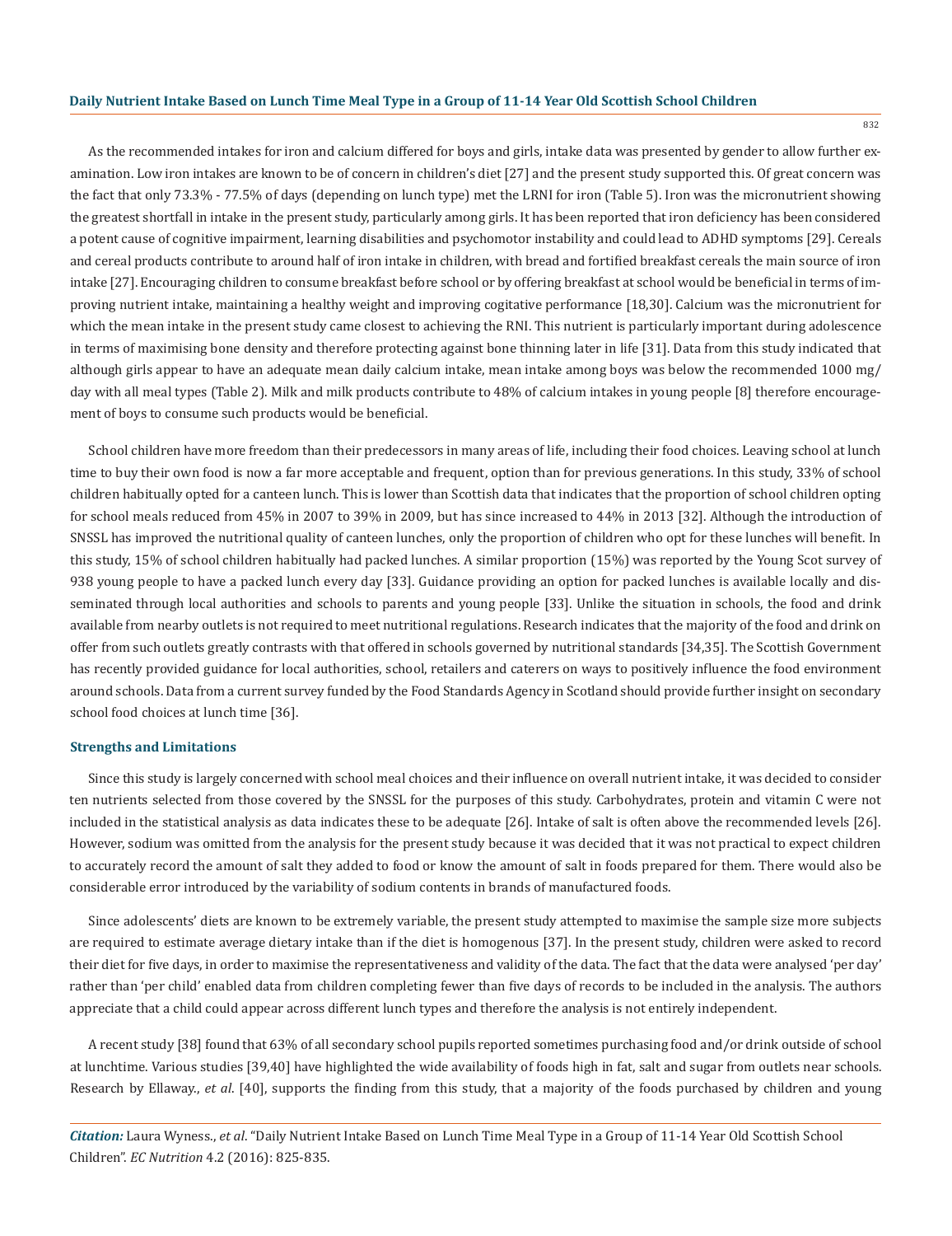As the recommended intakes for iron and calcium differed for boys and girls, intake data was presented by gender to allow further examination. Low iron intakes are known to be of concern in children's diet [27] and the present study supported this. Of great concern was the fact that only 73.3% - 77.5% of days (depending on lunch type) met the LRNI for iron (Table 5). Iron was the micronutrient showing the greatest shortfall in intake in the present study, particularly among girls. It has been reported that iron deficiency has been considered a potent cause of cognitive impairment, learning disabilities and psychomotor instability and could lead to ADHD symptoms [29]. Cereals and cereal products contribute to around half of iron intake in children, with bread and fortified breakfast cereals the main source of iron intake [27]. Encouraging children to consume breakfast before school or by offering breakfast at school would be beneficial in terms of improving nutrient intake, maintaining a healthy weight and improving cogitative performance [18,30]. Calcium was the micronutrient for which the mean intake in the present study came closest to achieving the RNI. This nutrient is particularly important during adolescence in terms of maximising bone density and therefore protecting against bone thinning later in life [31]. Data from this study indicated that although girls appear to have an adequate mean daily calcium intake, mean intake among boys was below the recommended 1000 mg/day with all meal types (Table 2). Milk and milk products contribute to 48% of calcium intakes in young people [8] therefore encouragement of boys to consume such products would be beneficial.

School children have more freedom than their predecessors in many areas of life, including their food choices. Leaving school at lunch time to buy their own food is now a far more acceptable and frequent, option than for previous generations. In this study, 33% of school children habitually opted for a canteen lunch. This is lower than Scottish data that indicates that the proportion of school children opting for school meals reduced from 45% in 2007 to 39% in 2009, but has since increased to 44% in 2013 [32]. Although the introduction of SNSSL has improved the nutritional quality of canteen lunches, only the proportion of children who opt for these lunches will benefit. In this study, 15% of school children habitually had packed lunches. A similar proportion (15%) was reported by the Young Scot survey of 938 young people to have a packed lunch every day [33]. Guidance providing an option for packed lunches is available locally and disseminated through local authorities and schools to parents and young people [33]. Unlike the situation in schools, the food and drink available from nearby outlets is not required to meet nutritional regulations. Research indicates that the majority of the food and drink on offer from such outlets greatly contrasts with that offered in schools governed by nutritional standards [34,35]. The Scottish Government has recently provided guidance for local authorities, school, retailers and caterers on ways to positively influence the food environment around schools. Data from a current survey funded by the Food Standards Agency in Scotland should provide further insight on secondary school food choices at lunch time [36].

### Strengths and Limitations

Since this study is largely concerned with school meal choices and their influence on overall nutrient intake, it was decided to consider ten nutrients selected from those covered by the SNSSL for the purposes of this study. Carbohydrates, protein and vitamin C were not included in the statistical analysis as data indicates these to be adequate [26]. Intake of salt is often above the recommended levels [26]. However, sodium was omitted from the analysis for the present study because it was decided that it was not practical to expect children to accurately record the amount of salt they added to food or know the amount of salt in foods prepared for them. There would also be considerable error introduced by the variability of sodium contents in brands of manufactured foods.

Since adolescents' diets are known to be extremely variable, the present study attempted to maximise the sample size more subjects are required to estimate average dietary intake than if the diet is homogenous [37]. In the present study, children were asked to record their diet for five days, in order to maximise the representativeness and validity of the data. The fact that the data were analysed 'per day' rather than 'per child' enabled data from children completing fewer than five days of records to be included in the analysis. The authors appreciate that a child could appear across different lunch types and therefore the analysis is not entirely independent.

A recent study [38] found that 63% of all secondary school pupils reported sometimes purchasing food and/or drink outside of school at lunchtime. Various studies [39,40] have highlighted the wide availability of foods high in fat, salt and sugar from outlets near schools. Research by Ellaway., *et al*. [40], supports the finding from this study, that a majority of the foods purchased by children and young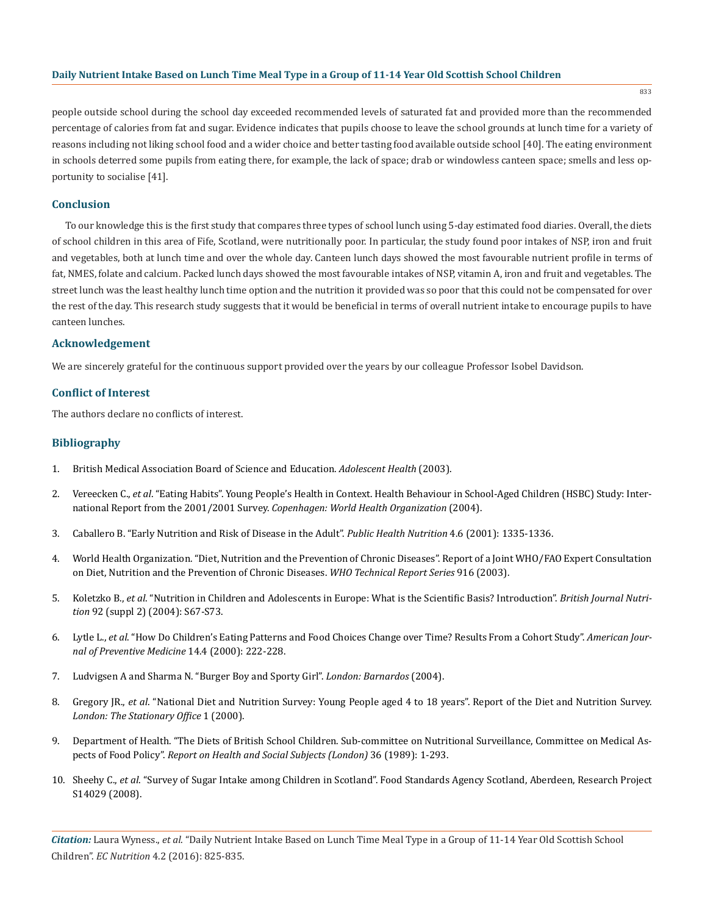people outside school during the school day exceeded recommended levels of saturated fat and provided more than the recommended percentage of calories from fat and sugar. Evidence indicates that pupils choose to leave the school grounds at lunch time for a variety of reasons including not liking school food and a wider choice and better tasting food available outside school [40]. The eating environment in schools deterred some pupils from eating there, for example, the lack of space; drab or windowless canteen space; smells and less opportunity to socialise [41].

## Conclusion

To our knowledge this is the first study that compares three types of school lunch using 5-day estimated food diaries. Overall, the diets of school children in this area of Fife, Scotland, were nutritionally poor. In particular, the study found poor intakes of NSP, iron and fruit and vegetables, both at lunch time and over the whole day. Canteen lunch days showed the most favourable nutrient profile in terms of fat, NMES, folate and calcium. Packed lunch days showed the most favourable intakes of NSP, vitamin A, iron and fruit and vegetables. The street lunch was the least healthy lunch time option and the nutrition it provided was so poor that this could not be compensated for over the rest of the day. This research study suggests that it would be beneficial in terms of overall nutrient intake to encourage pupils to have canteen lunches.

## Acknowledgement

We are sincerely grateful for the continuous support provided over the years by our colleague Professor Isobel Davidson.

## Conflict of Interest

The authors declare no conflicts of interest.

## Bibliography

1. British Medical Association Board of Science and Education. *Adolescent Health* (2003).
2. Vereecken C., *et al*. "Eating Habits". Young People's Health in Context. Health Behaviour in School-Aged Children (HSBC) Study: International Report from the 2001/2001 Survey. *Copenhagen: World Health Organization* (2004).
3. Caballero B. "Early Nutrition and Risk of Disease in the Adult". *Public Health Nutrition* 4.6 (2001): 1335-1336.
4. World Health Organization. "Diet, Nutrition and the Prevention of Chronic Diseases". Report of a Joint WHO/FAO Expert Consultation on Diet, Nutrition and the Prevention of Chronic Diseases. *WHO Technical Report Series* 916 (2003).
5. Koletzko B., *et al*. "Nutrition in Children and Adolescents in Europe: What is the Scientific Basis? Introduction". *British Journal Nutrition* 92 (suppl 2) (2004): S67-S73.
6. Lytle L., *et al*. "How Do Children's Eating Patterns and Food Choices Change over Time? Results From a Cohort Study". *American Journal of Preventive Medicine* 14.4 (2000): 222-228.
7. Ludvigsen A and Sharma N. "Burger Boy and Sporty Girl". *London: Barnardos* (2004).
8. Gregory JR., *et al*. "National Diet and Nutrition Survey: Young People aged 4 to 18 years". Report of the Diet and Nutrition Survey. *London: The Stationary Office* 1 (2000).
9. Department of Health. "The Diets of British School Children. Sub-committee on Nutritional Surveillance, Committee on Medical Aspects of Food Policy". *Report on Health and Social Subjects (London)* 36 (1989): 1-293.
10. Sheehy C., *et al*. "Survey of Sugar Intake among Children in Scotland". Food Standards Agency Scotland, Aberdeen, Research Project S14029 (2008).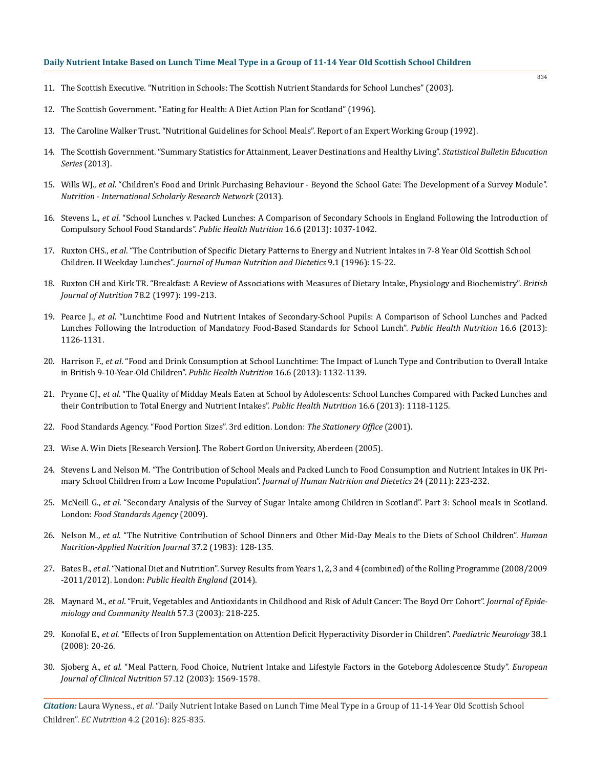11. The Scottish Executive. "Nutrition in Schools: The Scottish Nutrient Standards for School Lunches" (2003).

12. The Scottish Government. "Eating for Health: A Diet Action Plan for Scotland" (1996).

13. The Caroline Walker Trust. "Nutritional Guidelines for School Meals". Report of an Expert Working Group (1992).

14. The Scottish Government. "Summary Statistics for Attainment, Leaver Destinations and Healthy Living". *Statistical Bulletin Education Series* (2013).

15. Wills WJ., *et al*. "Children's Food and Drink Purchasing Behaviour - Beyond the School Gate: The Development of a Survey Module". *Nutrition - International Scholarly Research Network* (2013).

16. Stevens L., *et al*. "School Lunches v. Packed Lunches: A Comparison of Secondary Schools in England Following the Introduction of Compulsory School Food Standards". *Public Health Nutrition* 16.6 (2013): 1037-1042.

17. Ruxton CHS., *et al*. "The Contribution of Specific Dietary Patterns to Energy and Nutrient Intakes in 7-8 Year Old Scottish School Children. II Weekday Lunches". *Journal of Human Nutrition and Dietetics* 9.1 (1996): 15-22.

18. Ruxton CH and Kirk TR. "Breakfast: A Review of Associations with Measures of Dietary Intake, Physiology and Biochemistry". *British Journal of Nutrition* 78.2 (1997): 199-213.

19. Pearce J., *et al*. "Lunchtime Food and Nutrient Intakes of Secondary-School Pupils: A Comparison of School Lunches and Packed Lunches Following the Introduction of Mandatory Food-Based Standards for School Lunch". *Public Health Nutrition* 16.6 (2013): 1126-1131.

20. Harrison F., *et al*. "Food and Drink Consumption at School Lunchtime: The Impact of Lunch Type and Contribution to Overall Intake in British 9-10-Year-Old Children". *Public Health Nutrition* 16.6 (2013): 1132-1139.

21. Prynne CJ., *et al*. "The Quality of Midday Meals Eaten at School by Adolescents: School Lunches Compared with Packed Lunches and their Contribution to Total Energy and Nutrient Intakes". *Public Health Nutrition* 16.6 (2013): 1118-1125.

22. Food Standards Agency. "Food Portion Sizes". 3rd edition. London: *The Stationery Office* (2001).

23. Wise A. Win Diets [Research Version]. The Robert Gordon University, Aberdeen (2005).

24. Stevens L and Nelson M. "The Contribution of School Meals and Packed Lunch to Food Consumption and Nutrient Intakes in UK Primary School Children from a Low Income Population". *Journal of Human Nutrition and Dietetics* 24 (2011): 223-232.

25. McNeill G., *et al*. "Secondary Analysis of the Survey of Sugar Intake among Children in Scotland". Part 3: School meals in Scotland. London: *Food Standards Agency* (2009).

26. Nelson M., *et al.* "The Nutritive Contribution of School Dinners and Other Mid-Day Meals to the Diets of School Children". *Human Nutrition-Applied Nutrition Journal* 37.2 (1983): 128-135.

27. Bates B., *et al*. "National Diet and Nutrition". Survey Results from Years 1, 2, 3 and 4 (combined) of the Rolling Programme (2008/2009 -2011/2012). London: *Public Health England* (2014).

28. Maynard M., *et al*. "Fruit, Vegetables and Antioxidants in Childhood and Risk of Adult Cancer: The Boyd Orr Cohort". *Journal of Epidemiology and Community Health* 57.3 (2003): 218-225.

29. Konofal E., *et al*. "Effects of Iron Supplementation on Attention Deficit Hyperactivity Disorder in Children". *Paediatric Neurology* 38.1 (2008): 20-26.

30. Sjoberg A., *et al.* "Meal Pattern, Food Choice, Nutrient Intake and Lifestyle Factors in the Goteborg Adolescence Study". *European Journal of Clinical Nutrition* 57.12 (2003): 1569-1578.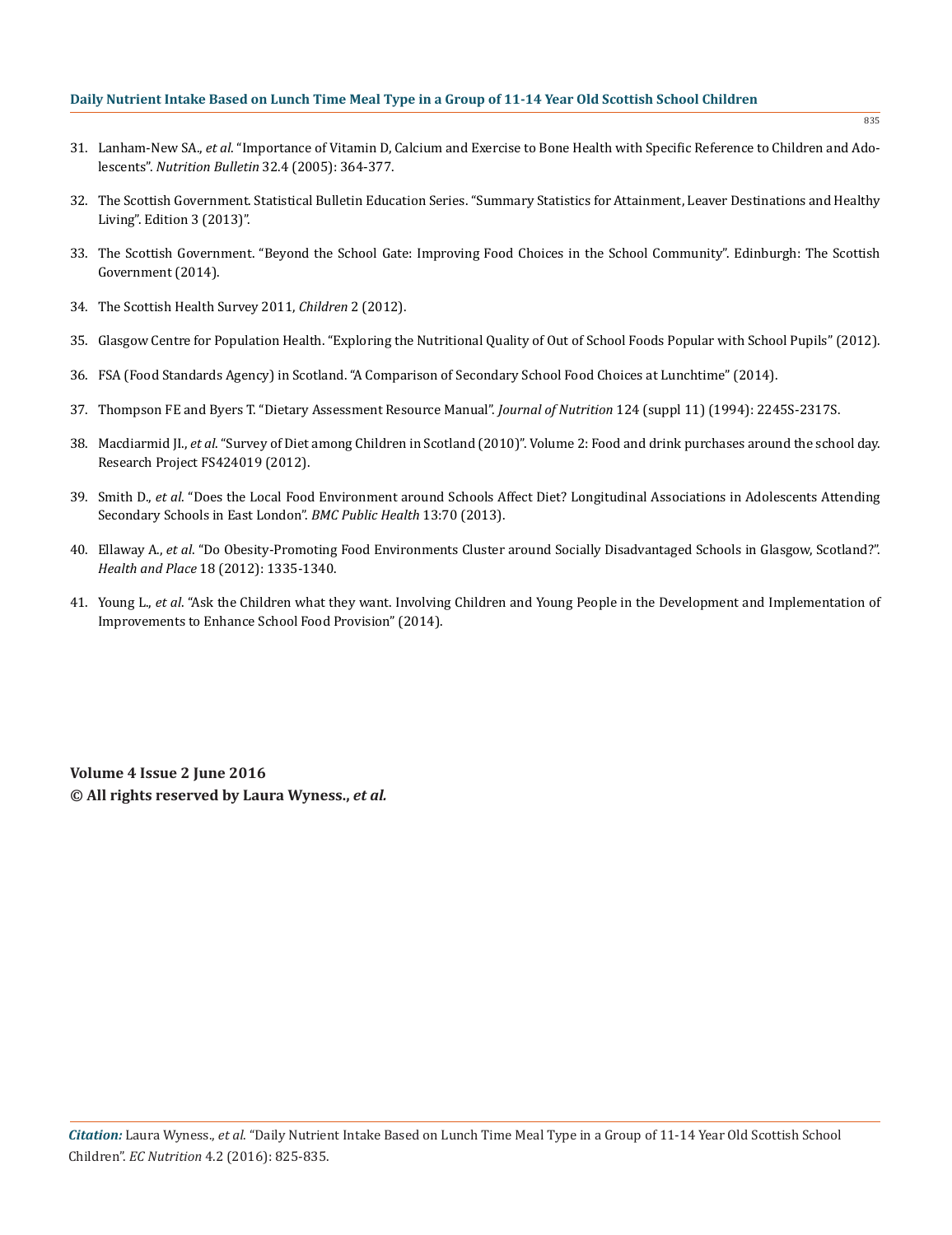31. Lanham-New SA., *et al.* "Importance of Vitamin D, Calcium and Exercise to Bone Health with Specific Reference to Children and Adolescents". *Nutrition Bulletin* 32.4 (2005): 364-377.

32. The Scottish Government. Statistical Bulletin Education Series. "Summary Statistics for Attainment, Leaver Destinations and Healthy Living". Edition 3 (2013)".

33. The Scottish Government. "Beyond the School Gate: Improving Food Choices in the School Community". Edinburgh: The Scottish Government (2014).

34. The Scottish Health Survey 2011, *Children* 2 (2012).

35. Glasgow Centre for Population Health. "Exploring the Nutritional Quality of Out of School Foods Popular with School Pupils" (2012).

36. FSA (Food Standards Agency) in Scotland. "A Comparison of Secondary School Food Choices at Lunchtime" (2014).

37. Thompson FE and Byers T. "Dietary Assessment Resource Manual". *Journal of Nutrition* 124 (suppl 11) (1994): 2245S-2317S.

38. Macdiarmid JI., *et al*. "Survey of Diet among Children in Scotland (2010)". Volume 2: Food and drink purchases around the school day. Research Project FS424019 (2012).

39. Smith D., *et al*. "Does the Local Food Environment around Schools Affect Diet? Longitudinal Associations in Adolescents Attending Secondary Schools in East London". *BMC Public Health* 13:70 (2013).

40. Ellaway A., *et al*. "Do Obesity-Promoting Food Environments Cluster around Socially Disadvantaged Schools in Glasgow, Scotland?". *Health and Place* 18 (2012): 1335-1340.

41. Young L., *et al*. "Ask the Children what they want. Involving Children and Young People in the Development and Implementation of Improvements to Enhance School Food Provision" (2014).

**Volume 4 Issue 2 June 2016**
**© All rights reserved by Laura Wyness., *et al.***